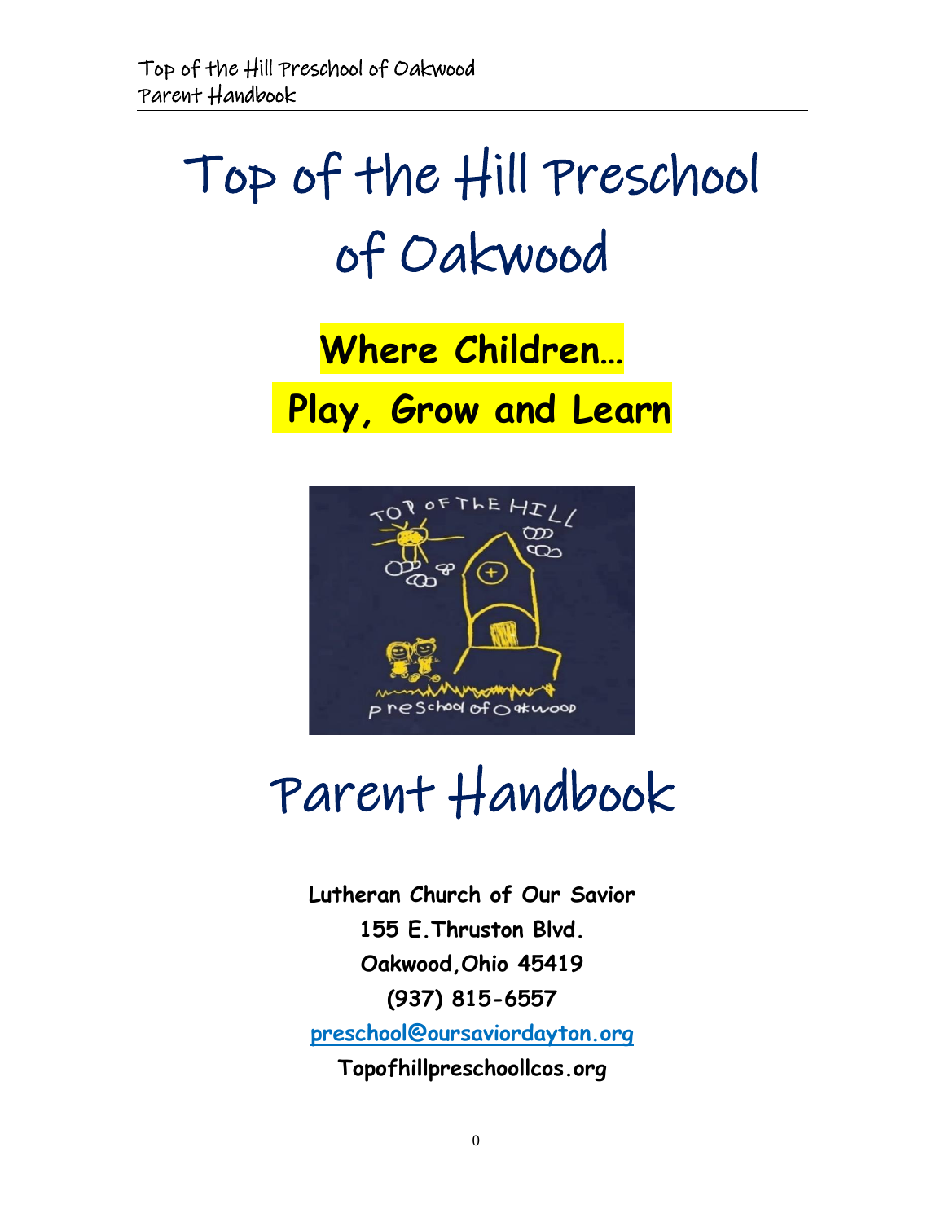# Top of the Hill Preschool of Oakwood

**Where Children…**

**Play, Grow and Learn**

# Parent Handbook

**Lutheran Church of Our Savior**

**155 E.Thruston Blvd.**

**Oakwood,Ohio 45419**

**(937) 815-6557**

**preschool@oursaviordayton.org**

**Topofhillpreschoollcos.org**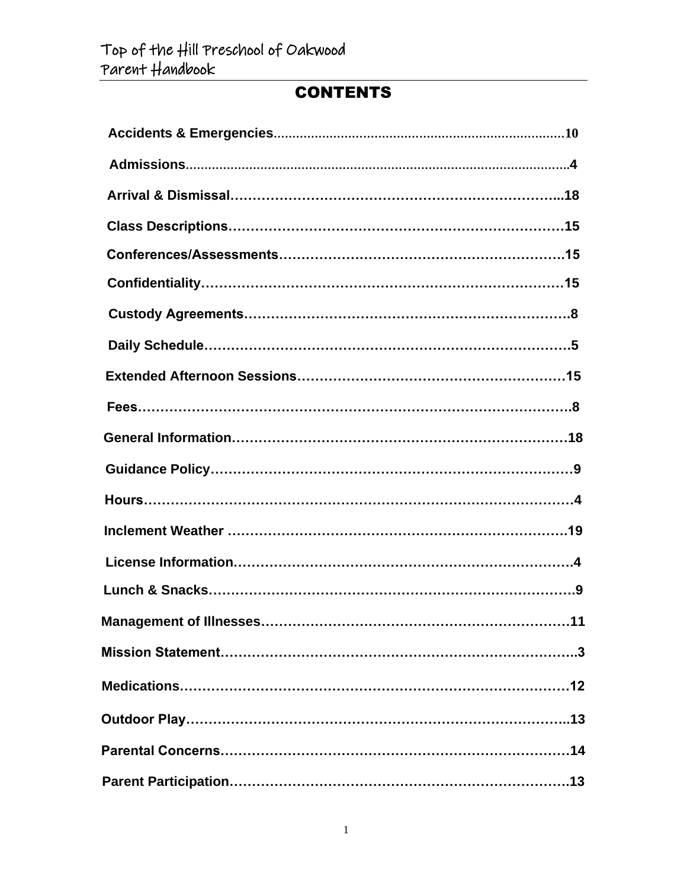# CONTENTS

**Accidents & Emergencies**..........10

**Admissions**..........4

**Arrival & Dismissal**..........18

**Class Descriptions**..........15

**Conferences/Assessments**..........15

**Confidentiality**..........15

**Custody Agreements**..........8

**Daily Schedule**..........5

**Extended Afternoon Sessions**..........15

**Fees**..........8

**General Information**..........18

**Guidance Policy**..........9

**Hours**..........4

**Inclement Weather**..........19

**License Information**..........4

**Lunch & Snacks**..........9

**Management of Illnesses**..........11

**Mission Statement**..........3

**Medications**..........12

**Outdoor Play**..........13

**Parental Concerns**..........14

**Parent Participation**..........13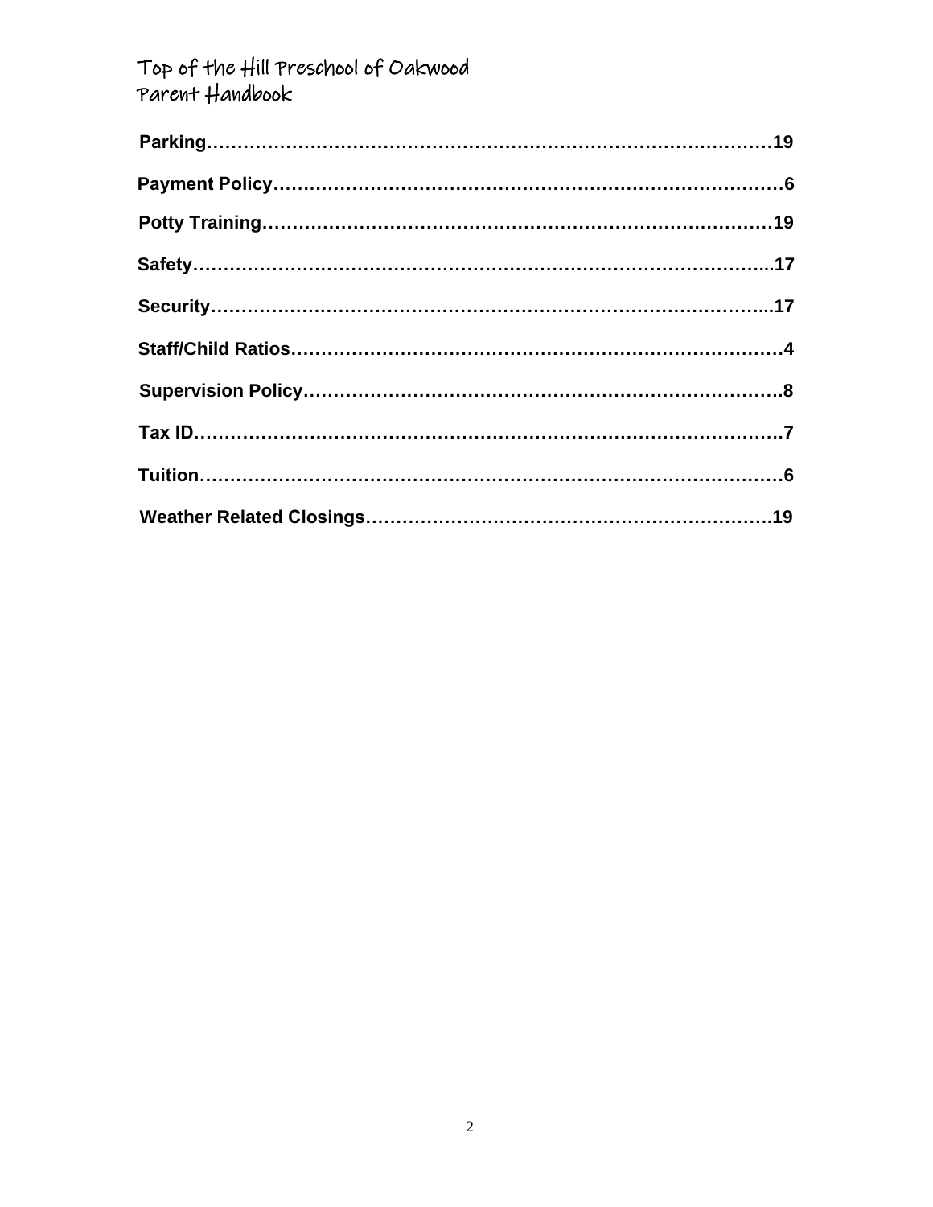**Parking……………………………………………………………………………………19**

**Payment Policy…………………………………………………………………………6**

**Potty Training…………………………………………………………………………19**

**Safety………………………………………………………………………………….17**

**Security……………………………………………………………………………….17**

**Staff/Child Ratios………………………………………………………………………4**

**Supervision Policy………………………………………………………………………8**

**Tax ID…………………………………………………………………………………7**

**Tuition…………………………………………………………………………………6**

**Weather Related Closings……………………………………………………………19**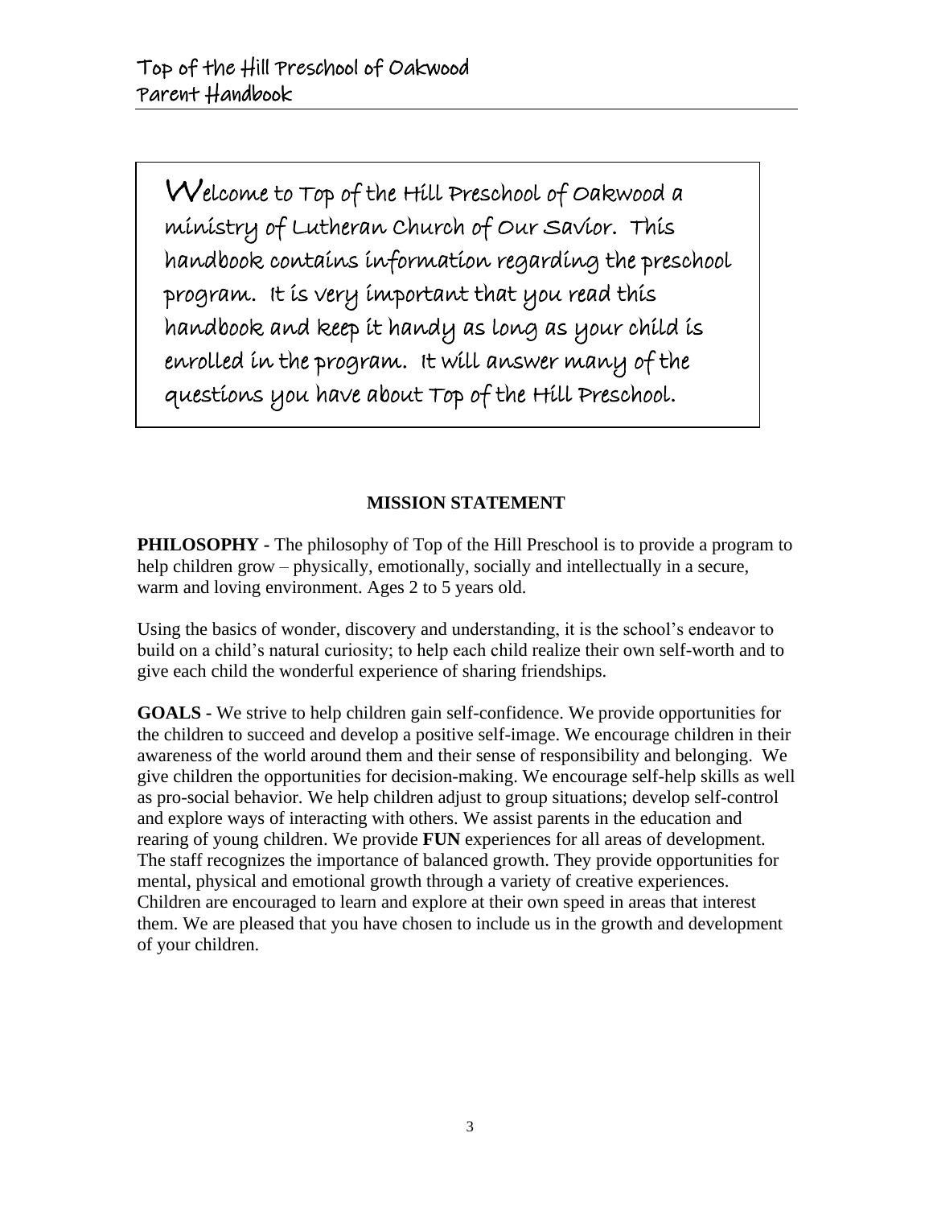Welcome to Top of the Hill Preschool of Oakwood a ministry of Lutheran Church of Our Savior. This handbook contains information regarding the preschool program. It is very important that you read this handbook and keep it handy as long as your child is enrolled in the program. It will answer many of the questions you have about Top of the Hill Preschool.

## MISSION STATEMENT

**PHILOSOPHY -** The philosophy of Top of the Hill Preschool is to provide a program to help children grow – physically, emotionally, socially and intellectually in a secure, warm and loving environment. Ages 2 to 5 years old.

Using the basics of wonder, discovery and understanding, it is the school's endeavor to build on a child's natural curiosity; to help each child realize their own self-worth and to give each child the wonderful experience of sharing friendships.

**GOALS -** We strive to help children gain self-confidence. We provide opportunities for the children to succeed and develop a positive self-image. We encourage children in their awareness of the world around them and their sense of responsibility and belonging. We give children the opportunities for decision-making. We encourage self-help skills as well as pro-social behavior. We help children adjust to group situations; develop self-control and explore ways of interacting with others. We assist parents in the education and rearing of young children. We provide **FUN** experiences for all areas of development. The staff recognizes the importance of balanced growth. They provide opportunities for mental, physical and emotional growth through a variety of creative experiences. Children are encouraged to learn and explore at their own speed in areas that interest them. We are pleased that you have chosen to include us in the growth and development of your children.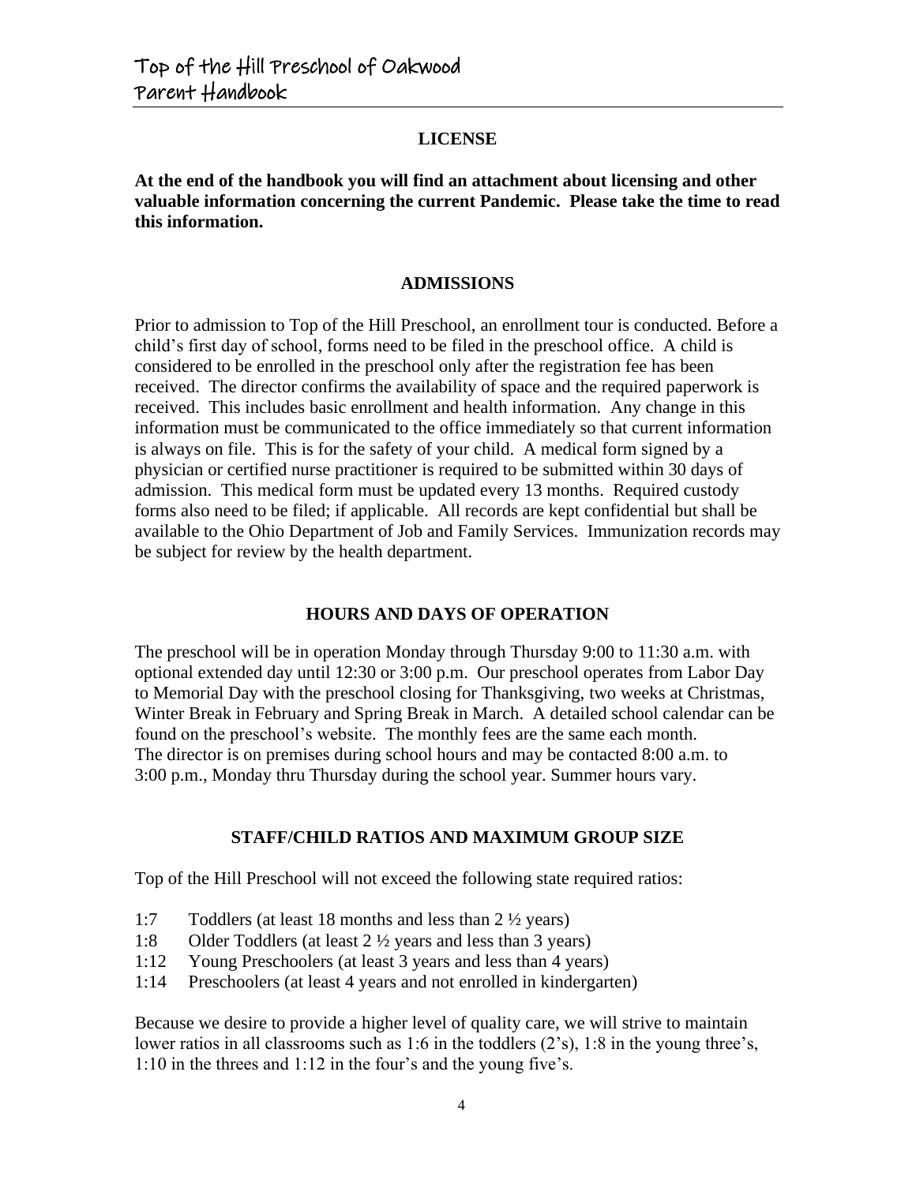## LICENSE

**At the end of the handbook you will find an attachment about licensing and other valuable information concerning the current Pandemic. Please take the time to read this information.**

## ADMISSIONS

Prior to admission to Top of the Hill Preschool, an enrollment tour is conducted. Before a child's first day of school, forms need to be filed in the preschool office. A child is considered to be enrolled in the preschool only after the registration fee has been received. The director confirms the availability of space and the required paperwork is received. This includes basic enrollment and health information. Any change in this information must be communicated to the office immediately so that current information is always on file. This is for the safety of your child. A medical form signed by a physician or certified nurse practitioner is required to be submitted within 30 days of admission. This medical form must be updated every 13 months. Required custody forms also need to be filed; if applicable. All records are kept confidential but shall be available to the Ohio Department of Job and Family Services. Immunization records may be subject for review by the health department.

## HOURS AND DAYS OF OPERATION

The preschool will be in operation Monday through Thursday 9:00 to 11:30 a.m. with optional extended day until 12:30 or 3:00 p.m. Our preschool operates from Labor Day to Memorial Day with the preschool closing for Thanksgiving, two weeks at Christmas, Winter Break in February and Spring Break in March. A detailed school calendar can be found on the preschool's website. The monthly fees are the same each month. The director is on premises during school hours and may be contacted 8:00 a.m. to 3:00 p.m., Monday thru Thursday during the school year. Summer hours vary.

## STAFF/CHILD RATIOS AND MAXIMUM GROUP SIZE

Top of the Hill Preschool will not exceed the following state required ratios:

- 1:7 Toddlers (at least 18 months and less than 2 ½ years)
- 1:8 Older Toddlers (at least 2 ½ years and less than 3 years)
- 1:12 Young Preschoolers (at least 3 years and less than 4 years)
- 1:14 Preschoolers (at least 4 years and not enrolled in kindergarten)

Because we desire to provide a higher level of quality care, we will strive to maintain lower ratios in all classrooms such as 1:6 in the toddlers (2's), 1:8 in the young three's, 1:10 in the threes and 1:12 in the four's and the young five's.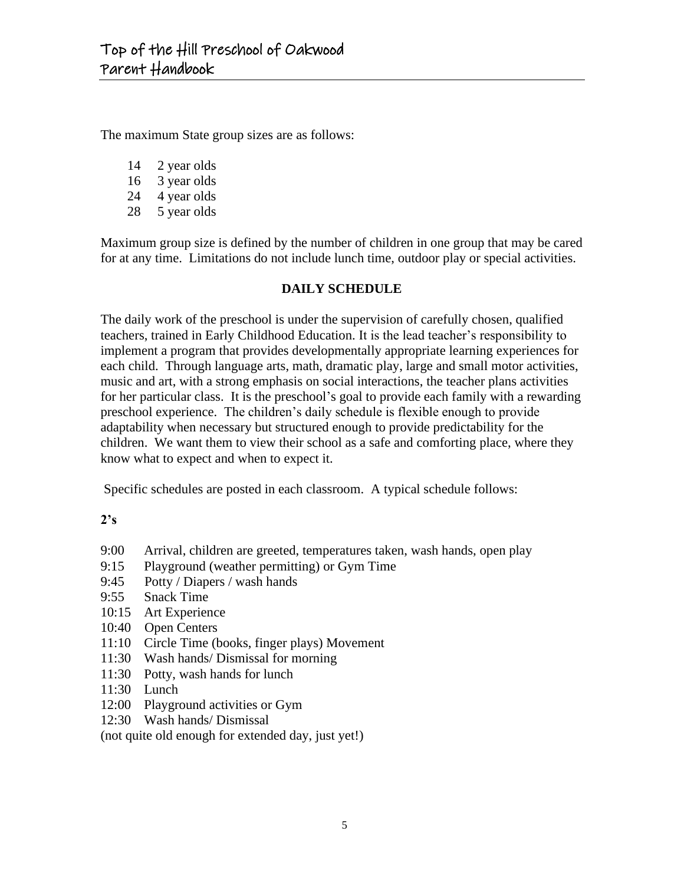The maximum State group sizes are as follows:

14 2 year olds
16 3 year olds
24 4 year olds
28 5 year olds

Maximum group size is defined by the number of children in one group that may be cared for at any time. Limitations do not include lunch time, outdoor play or special activities.

## DAILY SCHEDULE

The daily work of the preschool is under the supervision of carefully chosen, qualified teachers, trained in Early Childhood Education. It is the lead teacher's responsibility to implement a program that provides developmentally appropriate learning experiences for each child. Through language arts, math, dramatic play, large and small motor activities, music and art, with a strong emphasis on social interactions, the teacher plans activities for her particular class. It is the preschool's goal to provide each family with a rewarding preschool experience. The children's daily schedule is flexible enough to provide adaptability when necessary but structured enough to provide predictability for the children. We want them to view their school as a safe and comforting place, where they know what to expect and when to expect it.

Specific schedules are posted in each classroom. A typical schedule follows:

**2's**

9:00 Arrival, children are greeted, temperatures taken, wash hands, open play
9:15 Playground (weather permitting) or Gym Time
9:45 Potty / Diapers / wash hands
9:55 Snack Time
10:15 Art Experience
10:40 Open Centers
11:10 Circle Time (books, finger plays) Movement
11:30 Wash hands/ Dismissal for morning
11:30 Potty, wash hands for lunch
11:30 Lunch
12:00 Playground activities or Gym
12:30 Wash hands/ Dismissal
(not quite old enough for extended day, just yet!)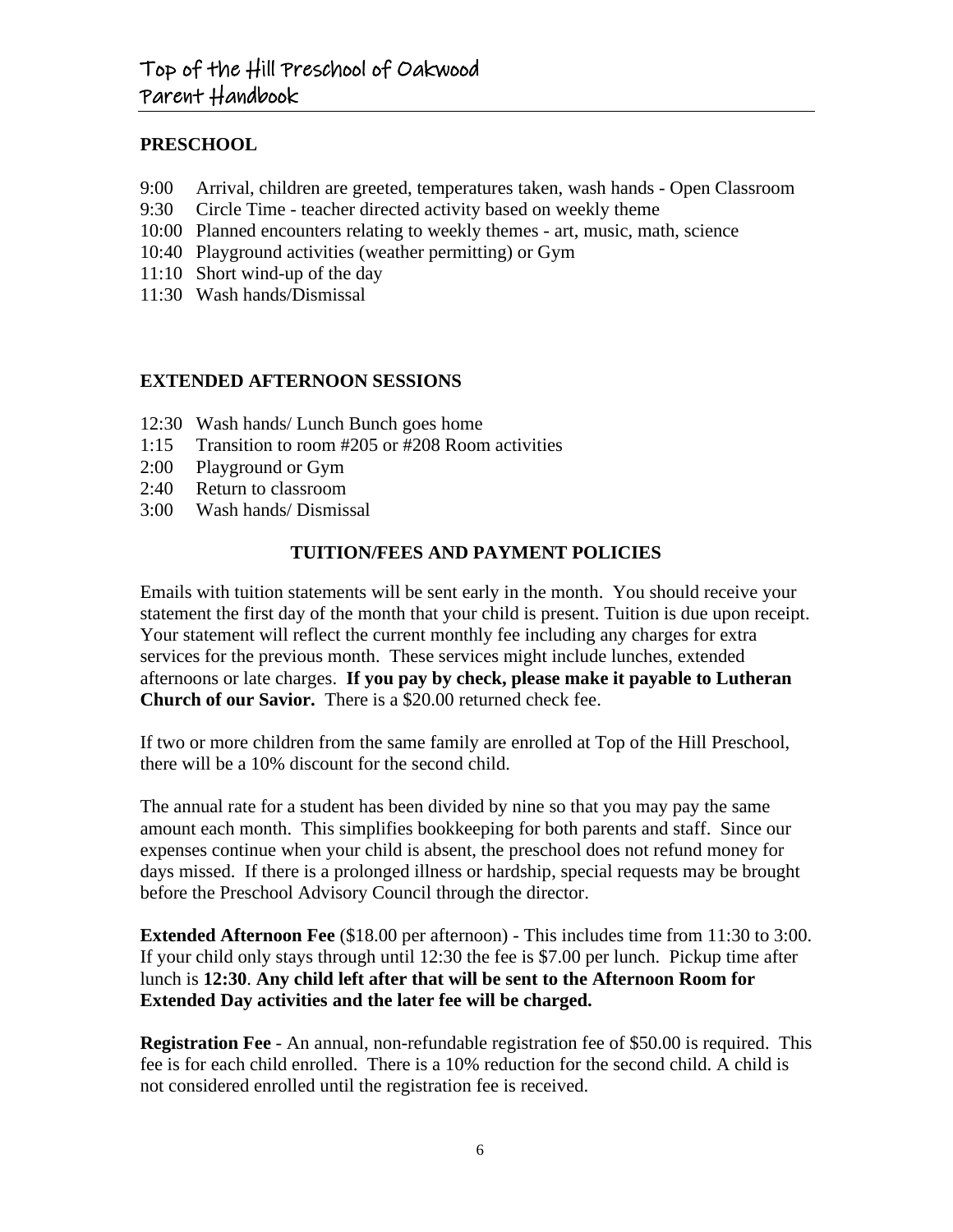## PRESCHOOL

9:00 Arrival, children are greeted, temperatures taken, wash hands - Open Classroom
9:30 Circle Time - teacher directed activity based on weekly theme
10:00 Planned encounters relating to weekly themes - art, music, math, science
10:40 Playground activities (weather permitting) or Gym
11:10 Short wind-up of the day
11:30 Wash hands/Dismissal

## EXTENDED AFTERNOON SESSIONS

12:30 Wash hands/ Lunch Bunch goes home
1:15 Transition to room #205 or #208 Room activities
2:00 Playground or Gym
2:40 Return to classroom
3:00 Wash hands/ Dismissal

## TUITION/FEES AND PAYMENT POLICIES

Emails with tuition statements will be sent early in the month. You should receive your statement the first day of the month that your child is present. Tuition is due upon receipt. Your statement will reflect the current monthly fee including any charges for extra services for the previous month. These services might include lunches, extended afternoons or late charges. **If you pay by check, please make it payable to Lutheran Church of our Savior.** There is a $20.00 returned check fee.

If two or more children from the same family are enrolled at Top of the Hill Preschool, there will be a 10% discount for the second child.

The annual rate for a student has been divided by nine so that you may pay the same amount each month. This simplifies bookkeeping for both parents and staff. Since our expenses continue when your child is absent, the preschool does not refund money for days missed. If there is a prolonged illness or hardship, special requests may be brought before the Preschool Advisory Council through the director.

**Extended Afternoon Fee** ($18.00 per afternoon) - This includes time from 11:30 to 3:00. If your child only stays through until 12:30 the fee is $7.00 per lunch. Pickup time after lunch is **12:30**. **Any child left after that will be sent to the Afternoon Room for Extended Day activities and the later fee will be charged.**

**Registration Fee** - An annual, non-refundable registration fee of $50.00 is required. This fee is for each child enrolled. There is a 10% reduction for the second child. A child is not considered enrolled until the registration fee is received.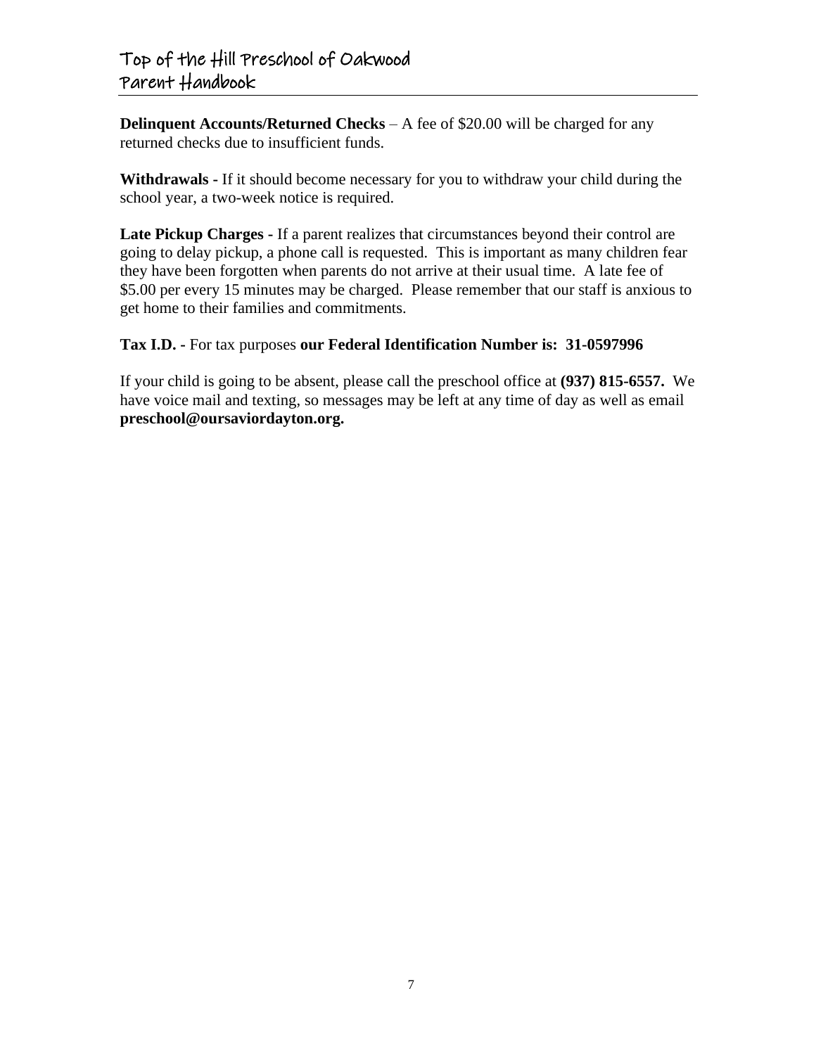**Delinquent Accounts/Returned Checks** – A fee of $20.00 will be charged for any returned checks due to insufficient funds.

**Withdrawals -** If it should become necessary for you to withdraw your child during the school year, a two-week notice is required.

**Late Pickup Charges -** If a parent realizes that circumstances beyond their control are going to delay pickup, a phone call is requested. This is important as many children fear they have been forgotten when parents do not arrive at their usual time. A late fee of $5.00 per every 15 minutes may be charged. Please remember that our staff is anxious to get home to their families and commitments.

**Tax I.D. -** For tax purposes **our Federal Identification Number is: 31-0597996**

If your child is going to be absent, please call the preschool office at **(937) 815-6557.** We have voice mail and texting, so messages may be left at any time of day as well as email **preschool@oursaviordayton.org.**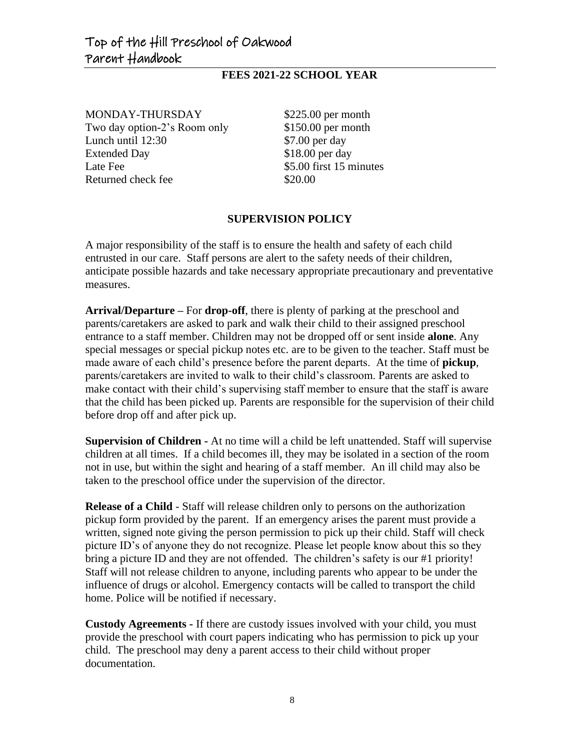## FEES 2021-22 SCHOOL YEAR

| | |
|---|---|
| MONDAY-THURSDAY | $225.00 per month |
| Two day option-2's Room only | $150.00 per month |
| Lunch until 12:30 | $7.00 per day |
| Extended Day | $18.00 per day |
| Late Fee | $5.00 first 15 minutes |
| Returned check fee | $20.00 |

## SUPERVISION POLICY

A major responsibility of the staff is to ensure the health and safety of each child entrusted in our care. Staff persons are alert to the safety needs of their children, anticipate possible hazards and take necessary appropriate precautionary and preventative measures.

**Arrival/Departure –** For **drop-off**, there is plenty of parking at the preschool and parents/caretakers are asked to park and walk their child to their assigned preschool entrance to a staff member. Children may not be dropped off or sent inside **alone**. Any special messages or special pickup notes etc. are to be given to the teacher. Staff must be made aware of each child's presence before the parent departs. At the time of **pickup**, parents/caretakers are invited to walk to their child's classroom. Parents are asked to make contact with their child's supervising staff member to ensure that the staff is aware that the child has been picked up. Parents are responsible for the supervision of their child before drop off and after pick up.

**Supervision of Children -** At no time will a child be left unattended. Staff will supervise children at all times. If a child becomes ill, they may be isolated in a section of the room not in use, but within the sight and hearing of a staff member. An ill child may also be taken to the preschool office under the supervision of the director.

**Release of a Child** - Staff will release children only to persons on the authorization pickup form provided by the parent. If an emergency arises the parent must provide a written, signed note giving the person permission to pick up their child. Staff will check picture ID's of anyone they do not recognize. Please let people know about this so they bring a picture ID and they are not offended. The children's safety is our #1 priority! Staff will not release children to anyone, including parents who appear to be under the influence of drugs or alcohol. Emergency contacts will be called to transport the child home. Police will be notified if necessary.

**Custody Agreements -** If there are custody issues involved with your child, you must provide the preschool with court papers indicating who has permission to pick up your child. The preschool may deny a parent access to their child without proper documentation.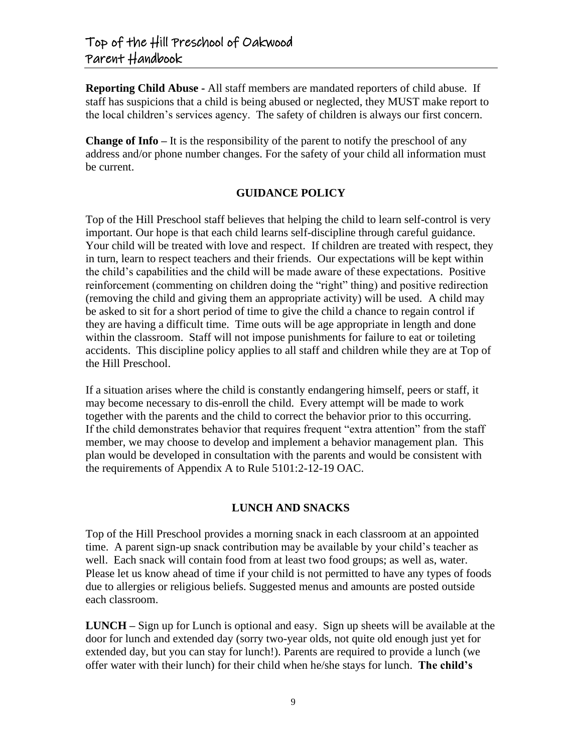**Reporting Child Abuse -** All staff members are mandated reporters of child abuse. If staff has suspicions that a child is being abused or neglected, they MUST make report to the local children's services agency. The safety of children is always our first concern.

**Change of Info –** It is the responsibility of the parent to notify the preschool of any address and/or phone number changes. For the safety of your child all information must be current.

## GUIDANCE POLICY

Top of the Hill Preschool staff believes that helping the child to learn self-control is very important. Our hope is that each child learns self-discipline through careful guidance. Your child will be treated with love and respect. If children are treated with respect, they in turn, learn to respect teachers and their friends. Our expectations will be kept within the child's capabilities and the child will be made aware of these expectations. Positive reinforcement (commenting on children doing the "right" thing) and positive redirection (removing the child and giving them an appropriate activity) will be used. A child may be asked to sit for a short period of time to give the child a chance to regain control if they are having a difficult time. Time outs will be age appropriate in length and done within the classroom. Staff will not impose punishments for failure to eat or toileting accidents. This discipline policy applies to all staff and children while they are at Top of the Hill Preschool.

If a situation arises where the child is constantly endangering himself, peers or staff, it may become necessary to dis-enroll the child. Every attempt will be made to work together with the parents and the child to correct the behavior prior to this occurring. If the child demonstrates behavior that requires frequent "extra attention" from the staff member, we may choose to develop and implement a behavior management plan. This plan would be developed in consultation with the parents and would be consistent with the requirements of Appendix A to Rule 5101:2-12-19 OAC.

## LUNCH AND SNACKS

Top of the Hill Preschool provides a morning snack in each classroom at an appointed time. A parent sign-up snack contribution may be available by your child's teacher as well. Each snack will contain food from at least two food groups; as well as, water. Please let us know ahead of time if your child is not permitted to have any types of foods due to allergies or religious beliefs. Suggested menus and amounts are posted outside each classroom.

**LUNCH –** Sign up for Lunch is optional and easy. Sign up sheets will be available at the door for lunch and extended day (sorry two-year olds, not quite old enough just yet for extended day, but you can stay for lunch!). Parents are required to provide a lunch (we offer water with their lunch) for their child when he/she stays for lunch. **The child's**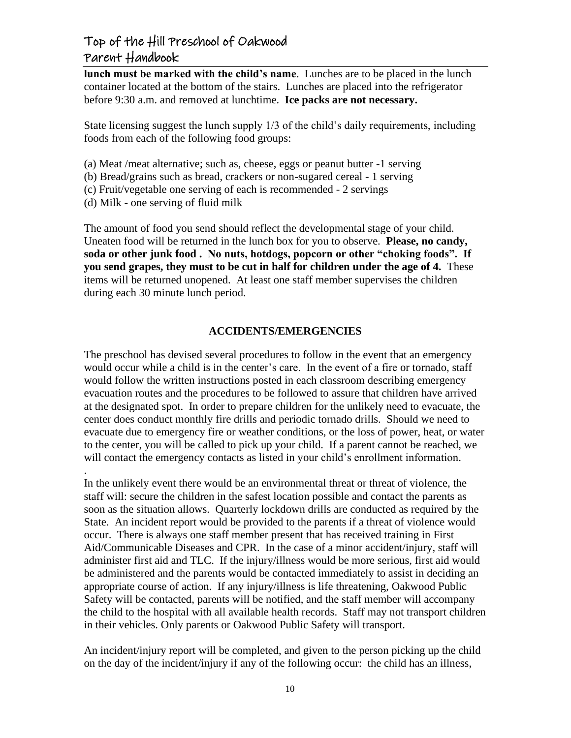**lunch must be marked with the child's name**. Lunches are to be placed in the lunch container located at the bottom of the stairs. Lunches are placed into the refrigerator before 9:30 a.m. and removed at lunchtime. **Ice packs are not necessary.**

State licensing suggest the lunch supply 1/3 of the child's daily requirements, including foods from each of the following food groups:

(a) Meat /meat alternative; such as, cheese, eggs or peanut butter -1 serving
(b) Bread/grains such as bread, crackers or non-sugared cereal - 1 serving
(c) Fruit/vegetable one serving of each is recommended - 2 servings
(d) Milk - one serving of fluid milk

The amount of food you send should reflect the developmental stage of your child. Uneaten food will be returned in the lunch box for you to observe. **Please, no candy, soda or other junk food . No nuts, hotdogs, popcorn or other "choking foods". If you send grapes, they must to be cut in half for children under the age of 4.** These items will be returned unopened. At least one staff member supervises the children during each 30 minute lunch period.

## ACCIDENTS/EMERGENCIES

The preschool has devised several procedures to follow in the event that an emergency would occur while a child is in the center's care. In the event of a fire or tornado, staff would follow the written instructions posted in each classroom describing emergency evacuation routes and the procedures to be followed to assure that children have arrived at the designated spot. In order to prepare children for the unlikely need to evacuate, the center does conduct monthly fire drills and periodic tornado drills. Should we need to evacuate due to emergency fire or weather conditions, or the loss of power, heat, or water to the center, you will be called to pick up your child. If a parent cannot be reached, we will contact the emergency contacts as listed in your child's enrollment information.
.
In the unlikely event there would be an environmental threat or threat of violence, the staff will: secure the children in the safest location possible and contact the parents as soon as the situation allows. Quarterly lockdown drills are conducted as required by the State. An incident report would be provided to the parents if a threat of violence would occur. There is always one staff member present that has received training in First Aid/Communicable Diseases and CPR. In the case of a minor accident/injury, staff will administer first aid and TLC. If the injury/illness would be more serious, first aid would be administered and the parents would be contacted immediately to assist in deciding an appropriate course of action. If any injury/illness is life threatening, Oakwood Public Safety will be contacted, parents will be notified, and the staff member will accompany the child to the hospital with all available health records. Staff may not transport children in their vehicles. Only parents or Oakwood Public Safety will transport.

An incident/injury report will be completed, and given to the person picking up the child on the day of the incident/injury if any of the following occur: the child has an illness,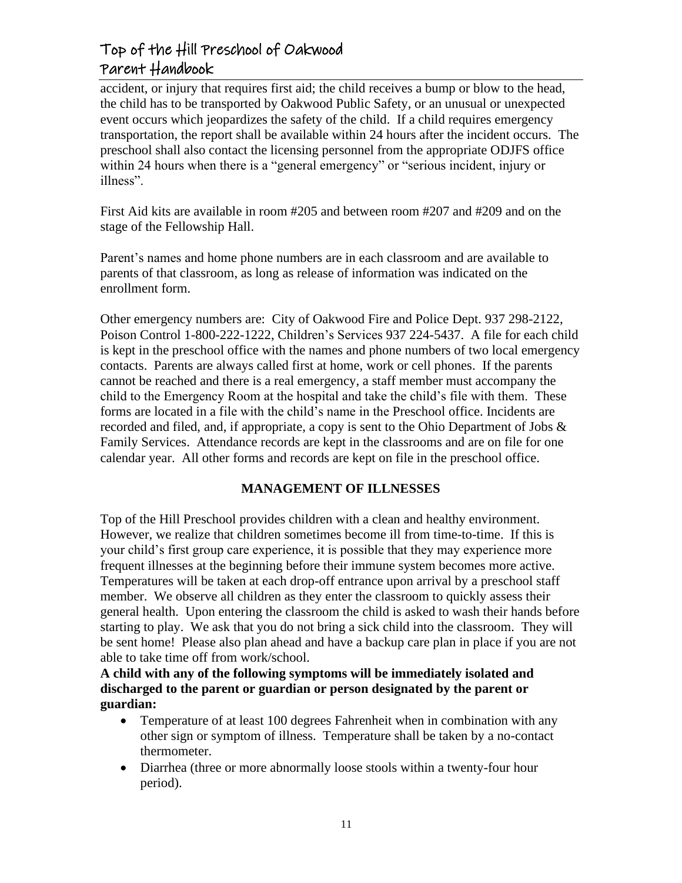accident, or injury that requires first aid; the child receives a bump or blow to the head, the child has to be transported by Oakwood Public Safety, or an unusual or unexpected event occurs which jeopardizes the safety of the child. If a child requires emergency transportation, the report shall be available within 24 hours after the incident occurs. The preschool shall also contact the licensing personnel from the appropriate ODJFS office within 24 hours when there is a "general emergency" or "serious incident, injury or illness".

First Aid kits are available in room #205 and between room #207 and #209 and on the stage of the Fellowship Hall.

Parent's names and home phone numbers are in each classroom and are available to parents of that classroom, as long as release of information was indicated on the enrollment form.

Other emergency numbers are: City of Oakwood Fire and Police Dept. 937 298-2122, Poison Control 1-800-222-1222, Children's Services 937 224-5437. A file for each child is kept in the preschool office with the names and phone numbers of two local emergency contacts. Parents are always called first at home, work or cell phones. If the parents cannot be reached and there is a real emergency, a staff member must accompany the child to the Emergency Room at the hospital and take the child's file with them. These forms are located in a file with the child's name in the Preschool office. Incidents are recorded and filed, and, if appropriate, a copy is sent to the Ohio Department of Jobs & Family Services. Attendance records are kept in the classrooms and are on file for one calendar year. All other forms and records are kept on file in the preschool office.

## MANAGEMENT OF ILLNESSES

Top of the Hill Preschool provides children with a clean and healthy environment. However, we realize that children sometimes become ill from time-to-time. If this is your child's first group care experience, it is possible that they may experience more frequent illnesses at the beginning before their immune system becomes more active. Temperatures will be taken at each drop-off entrance upon arrival by a preschool staff member. We observe all children as they enter the classroom to quickly assess their general health. Upon entering the classroom the child is asked to wash their hands before starting to play. We ask that you do not bring a sick child into the classroom. They will be sent home! Please also plan ahead and have a backup care plan in place if you are not able to take time off from work/school.

**A child with any of the following symptoms will be immediately isolated and discharged to the parent or guardian or person designated by the parent or guardian:**

- Temperature of at least 100 degrees Fahrenheit when in combination with any other sign or symptom of illness. Temperature shall be taken by a no-contact thermometer.
- Diarrhea (three or more abnormally loose stools within a twenty-four hour period).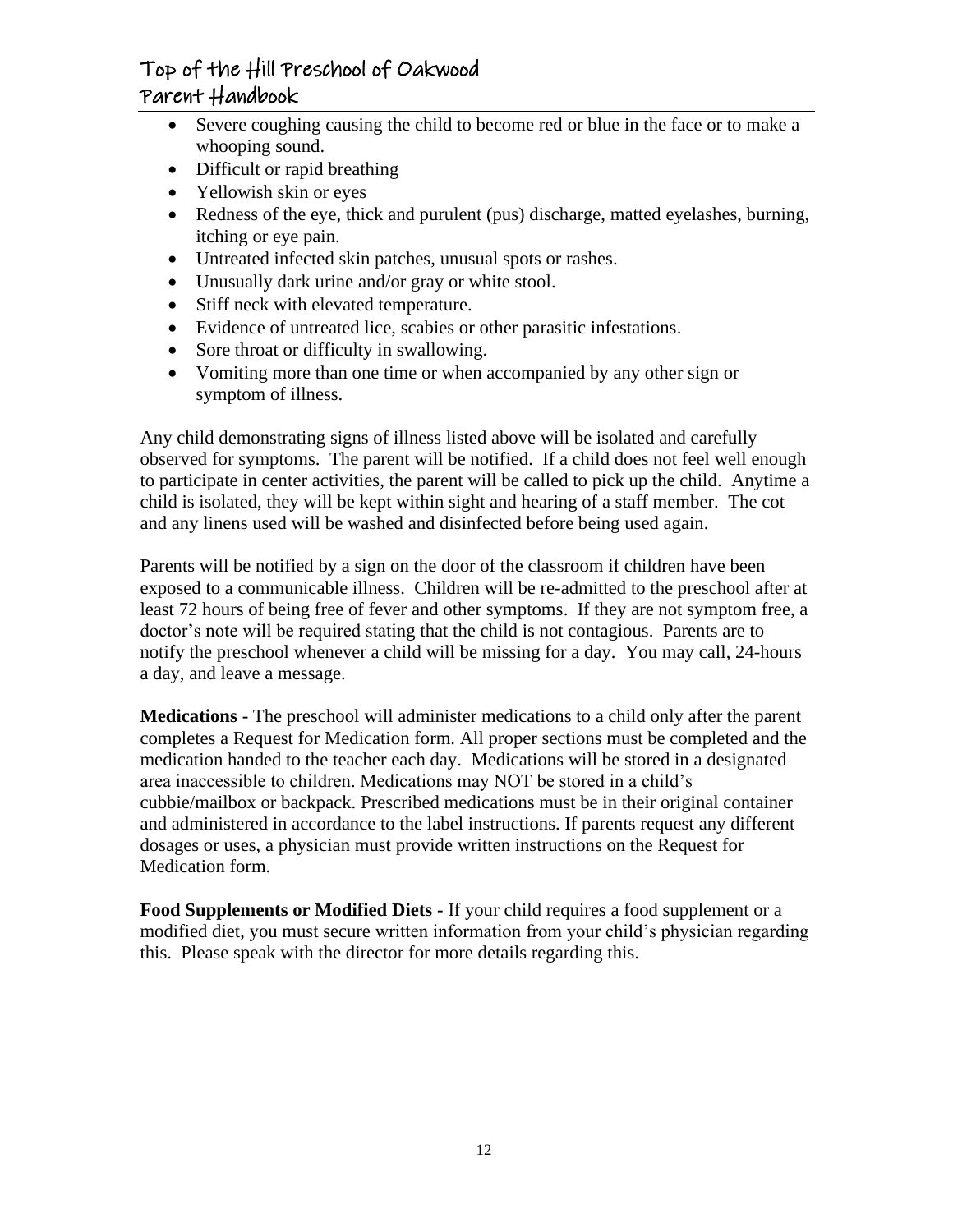- Severe coughing causing the child to become red or blue in the face or to make a whooping sound.
- Difficult or rapid breathing
- Yellowish skin or eyes
- Redness of the eye, thick and purulent (pus) discharge, matted eyelashes, burning, itching or eye pain.
- Untreated infected skin patches, unusual spots or rashes.
- Unusually dark urine and/or gray or white stool.
- Stiff neck with elevated temperature.
- Evidence of untreated lice, scabies or other parasitic infestations.
- Sore throat or difficulty in swallowing.
- Vomiting more than one time or when accompanied by any other sign or symptom of illness.

Any child demonstrating signs of illness listed above will be isolated and carefully observed for symptoms. The parent will be notified. If a child does not feel well enough to participate in center activities, the parent will be called to pick up the child. Anytime a child is isolated, they will be kept within sight and hearing of a staff member. The cot and any linens used will be washed and disinfected before being used again.

Parents will be notified by a sign on the door of the classroom if children have been exposed to a communicable illness. Children will be re-admitted to the preschool after at least 72 hours of being free of fever and other symptoms. If they are not symptom free, a doctor's note will be required stating that the child is not contagious. Parents are to notify the preschool whenever a child will be missing for a day. You may call, 24-hours a day, and leave a message.

**Medications -** The preschool will administer medications to a child only after the parent completes a Request for Medication form. All proper sections must be completed and the medication handed to the teacher each day. Medications will be stored in a designated area inaccessible to children. Medications may NOT be stored in a child's cubbie/mailbox or backpack. Prescribed medications must be in their original container and administered in accordance to the label instructions. If parents request any different dosages or uses, a physician must provide written instructions on the Request for Medication form.

**Food Supplements or Modified Diets -** If your child requires a food supplement or a modified diet, you must secure written information from your child's physician regarding this. Please speak with the director for more details regarding this.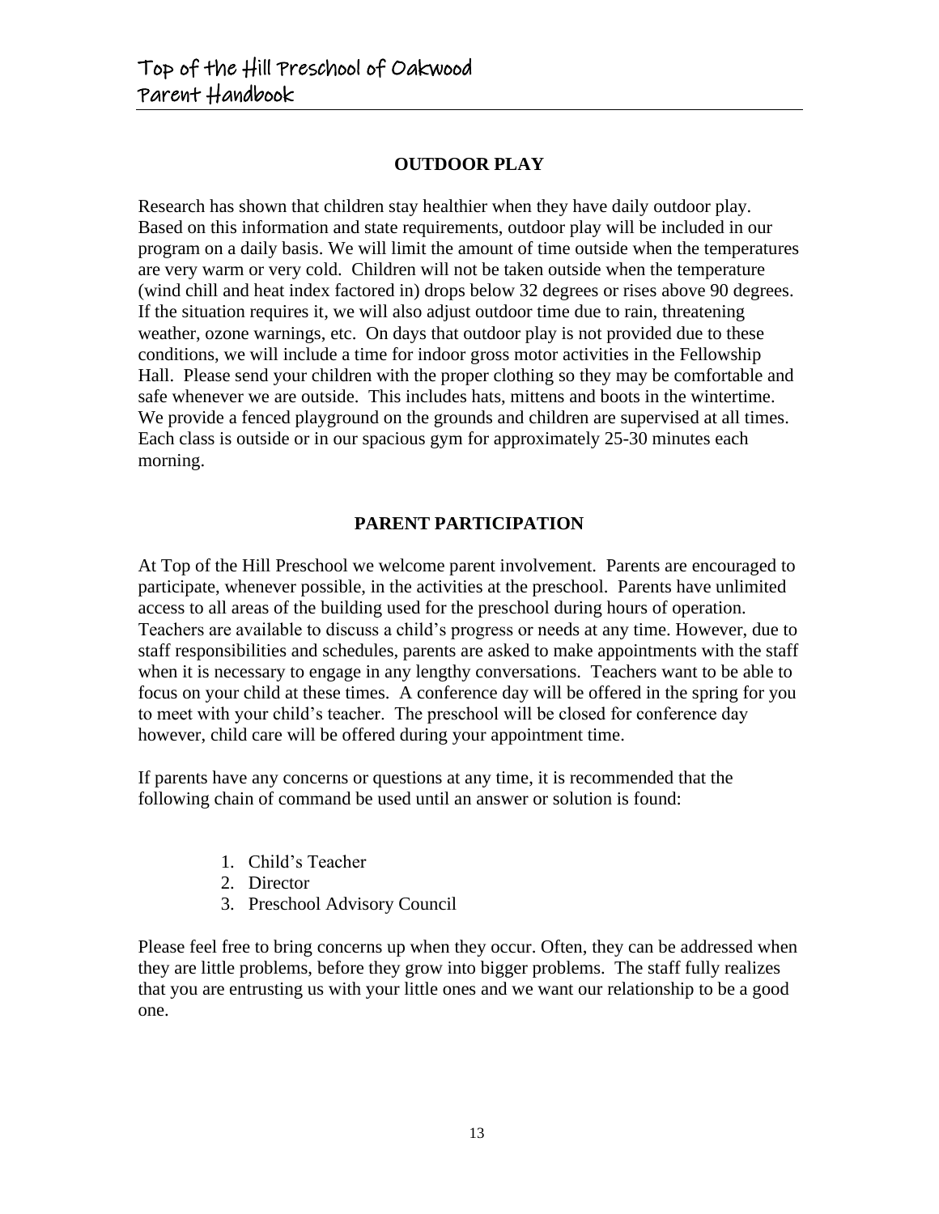## OUTDOOR PLAY

Research has shown that children stay healthier when they have daily outdoor play. Based on this information and state requirements, outdoor play will be included in our program on a daily basis. We will limit the amount of time outside when the temperatures are very warm or very cold. Children will not be taken outside when the temperature (wind chill and heat index factored in) drops below 32 degrees or rises above 90 degrees. If the situation requires it, we will also adjust outdoor time due to rain, threatening weather, ozone warnings, etc. On days that outdoor play is not provided due to these conditions, we will include a time for indoor gross motor activities in the Fellowship Hall. Please send your children with the proper clothing so they may be comfortable and safe whenever we are outside. This includes hats, mittens and boots in the wintertime. We provide a fenced playground on the grounds and children are supervised at all times. Each class is outside or in our spacious gym for approximately 25-30 minutes each morning.

## PARENT PARTICIPATION

At Top of the Hill Preschool we welcome parent involvement. Parents are encouraged to participate, whenever possible, in the activities at the preschool. Parents have unlimited access to all areas of the building used for the preschool during hours of operation. Teachers are available to discuss a child's progress or needs at any time. However, due to staff responsibilities and schedules, parents are asked to make appointments with the staff when it is necessary to engage in any lengthy conversations. Teachers want to be able to focus on your child at these times. A conference day will be offered in the spring for you to meet with your child's teacher. The preschool will be closed for conference day however, child care will be offered during your appointment time.

If parents have any concerns or questions at any time, it is recommended that the following chain of command be used until an answer or solution is found:

1. Child's Teacher
2. Director
3. Preschool Advisory Council

Please feel free to bring concerns up when they occur. Often, they can be addressed when they are little problems, before they grow into bigger problems. The staff fully realizes that you are entrusting us with your little ones and we want our relationship to be a good one.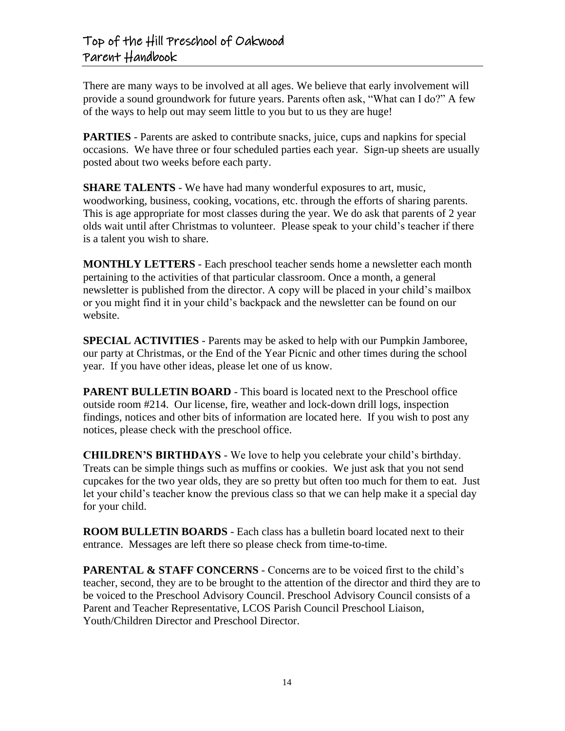There are many ways to be involved at all ages. We believe that early involvement will provide a sound groundwork for future years. Parents often ask, "What can I do?" A few of the ways to help out may seem little to you but to us they are huge!

**PARTIES** - Parents are asked to contribute snacks, juice, cups and napkins for special occasions. We have three or four scheduled parties each year. Sign-up sheets are usually posted about two weeks before each party.

**SHARE TALENTS** - We have had many wonderful exposures to art, music, woodworking, business, cooking, vocations, etc. through the efforts of sharing parents. This is age appropriate for most classes during the year. We do ask that parents of 2 year olds wait until after Christmas to volunteer. Please speak to your child's teacher if there is a talent you wish to share.

**MONTHLY LETTERS** - Each preschool teacher sends home a newsletter each month pertaining to the activities of that particular classroom. Once a month, a general newsletter is published from the director. A copy will be placed in your child's mailbox or you might find it in your child's backpack and the newsletter can be found on our website.

**SPECIAL ACTIVITIES** - Parents may be asked to help with our Pumpkin Jamboree, our party at Christmas, or the End of the Year Picnic and other times during the school year. If you have other ideas, please let one of us know.

**PARENT BULLETIN BOARD** - This board is located next to the Preschool office outside room #214. Our license, fire, weather and lock-down drill logs, inspection findings, notices and other bits of information are located here. If you wish to post any notices, please check with the preschool office.

**CHILDREN'S BIRTHDAYS** - We love to help you celebrate your child's birthday. Treats can be simple things such as muffins or cookies. We just ask that you not send cupcakes for the two year olds, they are so pretty but often too much for them to eat. Just let your child's teacher know the previous class so that we can help make it a special day for your child.

**ROOM BULLETIN BOARDS** - Each class has a bulletin board located next to their entrance. Messages are left there so please check from time-to-time.

**PARENTAL & STAFF CONCERNS** - Concerns are to be voiced first to the child's teacher, second, they are to be brought to the attention of the director and third they are to be voiced to the Preschool Advisory Council. Preschool Advisory Council consists of a Parent and Teacher Representative, LCOS Parish Council Preschool Liaison, Youth/Children Director and Preschool Director.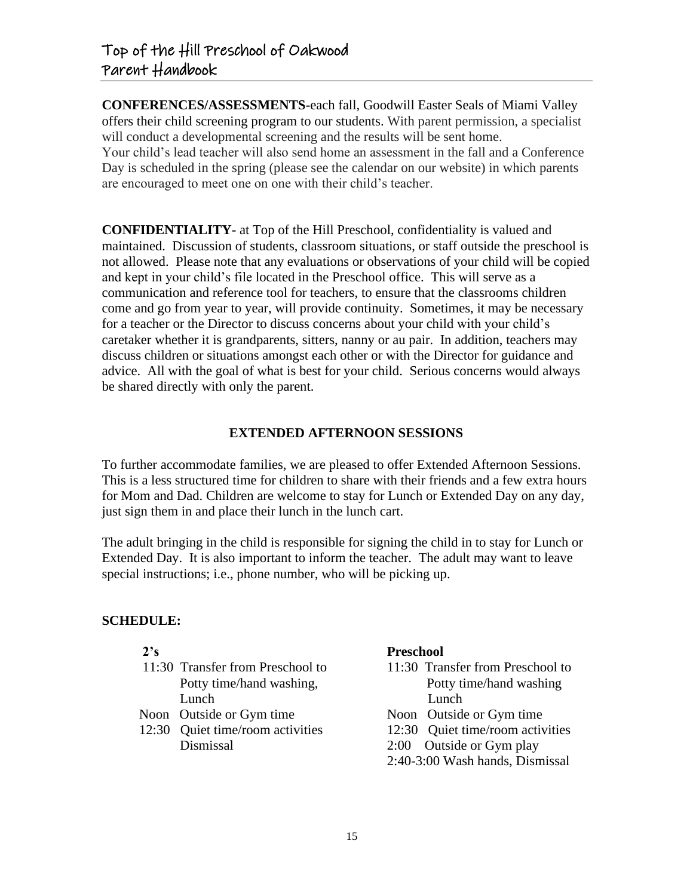**CONFERENCES/ASSESSMENTS-**each fall, Goodwill Easter Seals of Miami Valley offers their child screening program to our students. With parent permission, a specialist will conduct a developmental screening and the results will be sent home.
Your child's lead teacher will also send home an assessment in the fall and a Conference Day is scheduled in the spring (please see the calendar on our website) in which parents are encouraged to meet one on one with their child's teacher.

**CONFIDENTIALITY-** at Top of the Hill Preschool, confidentiality is valued and maintained. Discussion of students, classroom situations, or staff outside the preschool is not allowed. Please note that any evaluations or observations of your child will be copied and kept in your child's file located in the Preschool office. This will serve as a communication and reference tool for teachers, to ensure that the classrooms children come and go from year to year, will provide continuity. Sometimes, it may be necessary for a teacher or the Director to discuss concerns about your child with your child's caretaker whether it is grandparents, sitters, nanny or au pair. In addition, teachers may discuss children or situations amongst each other or with the Director for guidance and advice. All with the goal of what is best for your child. Serious concerns would always be shared directly with only the parent.

## EXTENDED AFTERNOON SESSIONS

To further accommodate families, we are pleased to offer Extended Afternoon Sessions. This is a less structured time for children to share with their friends and a few extra hours for Mom and Dad. Children are welcome to stay for Lunch or Extended Day on any day, just sign them in and place their lunch in the lunch cart.

The adult bringing in the child is responsible for signing the child in to stay for Lunch or Extended Day. It is also important to inform the teacher. The adult may want to leave special instructions; i.e., phone number, who will be picking up.

**SCHEDULE:**

**2's**

- 11:30 Transfer from Preschool to Potty time/hand washing, Lunch
- Noon Outside or Gym time
- 12:30 Quiet time/room activities Dismissal

**Preschool**

- 11:30 Transfer from Preschool to Potty time/hand washing Lunch
- Noon Outside or Gym time
- 12:30 Quiet time/room activities
- 2:00 Outside or Gym play
- 2:40-3:00 Wash hands, Dismissal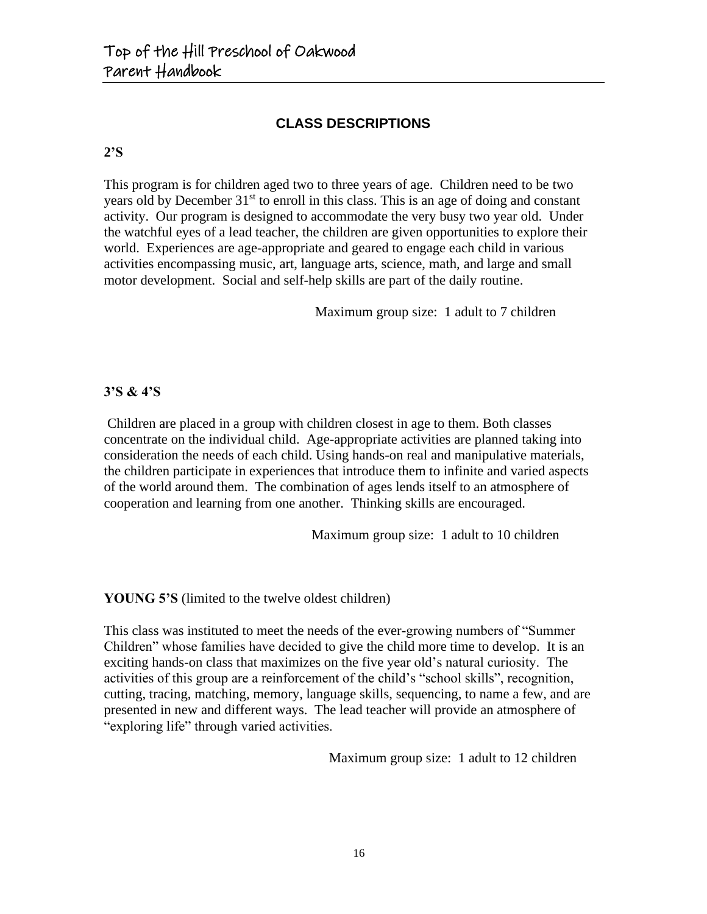## CLASS DESCRIPTIONS

**2'S**

This program is for children aged two to three years of age. Children need to be two years old by December 31st to enroll in this class. This is an age of doing and constant activity. Our program is designed to accommodate the very busy two year old. Under the watchful eyes of a lead teacher, the children are given opportunities to explore their world. Experiences are age-appropriate and geared to engage each child in various activities encompassing music, art, language arts, science, math, and large and small motor development. Social and self-help skills are part of the daily routine.

Maximum group size: 1 adult to 7 children

**3'S & 4'S**

Children are placed in a group with children closest in age to them. Both classes concentrate on the individual child. Age-appropriate activities are planned taking into consideration the needs of each child. Using hands-on real and manipulative materials, the children participate in experiences that introduce them to infinite and varied aspects of the world around them. The combination of ages lends itself to an atmosphere of cooperation and learning from one another. Thinking skills are encouraged.

Maximum group size: 1 adult to 10 children

**YOUNG 5'S** (limited to the twelve oldest children)

This class was instituted to meet the needs of the ever-growing numbers of "Summer Children" whose families have decided to give the child more time to develop. It is an exciting hands-on class that maximizes on the five year old's natural curiosity. The activities of this group are a reinforcement of the child's "school skills", recognition, cutting, tracing, matching, memory, language skills, sequencing, to name a few, and are presented in new and different ways. The lead teacher will provide an atmosphere of "exploring life" through varied activities.

Maximum group size: 1 adult to 12 children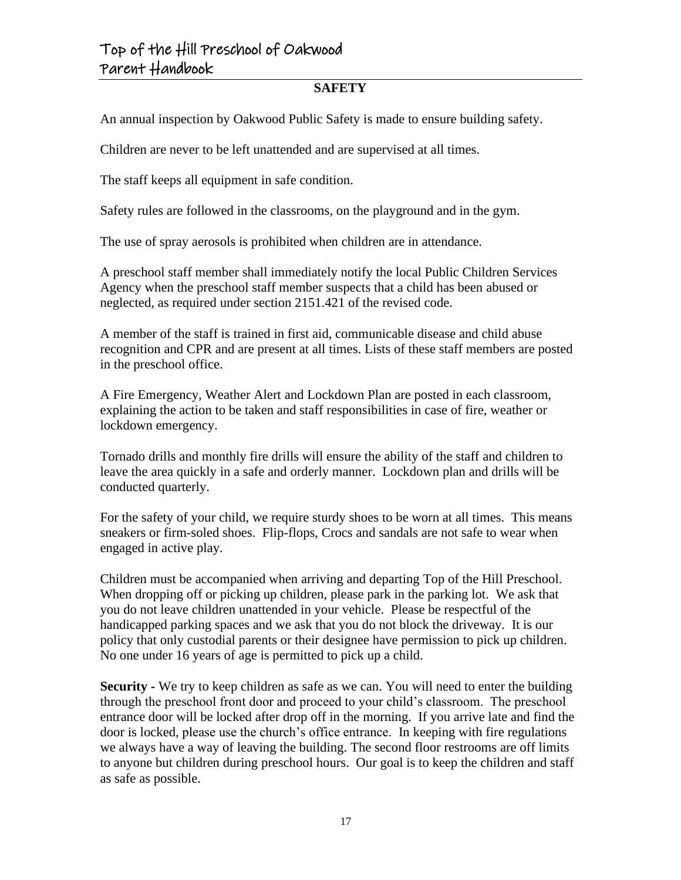## SAFETY

An annual inspection by Oakwood Public Safety is made to ensure building safety.

Children are never to be left unattended and are supervised at all times.

The staff keeps all equipment in safe condition.

Safety rules are followed in the classrooms, on the playground and in the gym.

The use of spray aerosols is prohibited when children are in attendance.

A preschool staff member shall immediately notify the local Public Children Services Agency when the preschool staff member suspects that a child has been abused or neglected, as required under section 2151.421 of the revised code.

A member of the staff is trained in first aid, communicable disease and child abuse recognition and CPR and are present at all times. Lists of these staff members are posted in the preschool office.

A Fire Emergency, Weather Alert and Lockdown Plan are posted in each classroom, explaining the action to be taken and staff responsibilities in case of fire, weather or lockdown emergency.

Tornado drills and monthly fire drills will ensure the ability of the staff and children to leave the area quickly in a safe and orderly manner. Lockdown plan and drills will be conducted quarterly.

For the safety of your child, we require sturdy shoes to be worn at all times. This means sneakers or firm-soled shoes. Flip-flops, Crocs and sandals are not safe to wear when engaged in active play.

Children must be accompanied when arriving and departing Top of the Hill Preschool. When dropping off or picking up children, please park in the parking lot. We ask that you do not leave children unattended in your vehicle. Please be respectful of the handicapped parking spaces and we ask that you do not block the driveway. It is our policy that only custodial parents or their designee have permission to pick up children. No one under 16 years of age is permitted to pick up a child.

**Security -** We try to keep children as safe as we can. You will need to enter the building through the preschool front door and proceed to your child's classroom. The preschool entrance door will be locked after drop off in the morning. If you arrive late and find the door is locked, please use the church's office entrance. In keeping with fire regulations we always have a way of leaving the building. The second floor restrooms are off limits to anyone but children during preschool hours. Our goal is to keep the children and staff as safe as possible.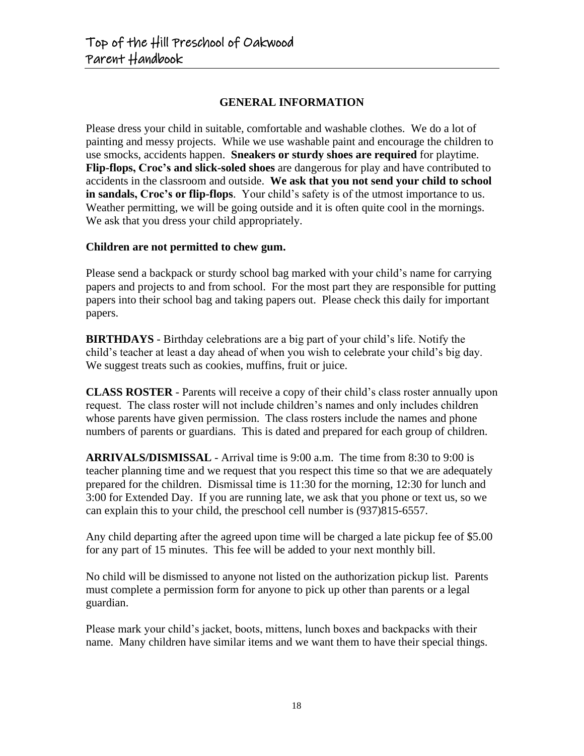## GENERAL INFORMATION

Please dress your child in suitable, comfortable and washable clothes. We do a lot of painting and messy projects. While we use washable paint and encourage the children to use smocks, accidents happen. **Sneakers or sturdy shoes are required** for playtime. **Flip-flops, Croc's and slick-soled shoes** are dangerous for play and have contributed to accidents in the classroom and outside. **We ask that you not send your child to school in sandals, Croc's or flip-flops**. Your child's safety is of the utmost importance to us. Weather permitting, we will be going outside and it is often quite cool in the mornings. We ask that you dress your child appropriately.

**Children are not permitted to chew gum.**

Please send a backpack or sturdy school bag marked with your child's name for carrying papers and projects to and from school. For the most part they are responsible for putting papers into their school bag and taking papers out. Please check this daily for important papers.

**BIRTHDAYS** - Birthday celebrations are a big part of your child's life. Notify the child's teacher at least a day ahead of when you wish to celebrate your child's big day. We suggest treats such as cookies, muffins, fruit or juice.

**CLASS ROSTER** - Parents will receive a copy of their child's class roster annually upon request. The class roster will not include children's names and only includes children whose parents have given permission. The class rosters include the names and phone numbers of parents or guardians. This is dated and prepared for each group of children.

**ARRIVALS/DISMISSAL** - Arrival time is 9:00 a.m. The time from 8:30 to 9:00 is teacher planning time and we request that you respect this time so that we are adequately prepared for the children. Dismissal time is 11:30 for the morning, 12:30 for lunch and 3:00 for Extended Day. If you are running late, we ask that you phone or text us, so we can explain this to your child, the preschool cell number is (937)815-6557.

Any child departing after the agreed upon time will be charged a late pickup fee of $5.00 for any part of 15 minutes. This fee will be added to your next monthly bill.

No child will be dismissed to anyone not listed on the authorization pickup list. Parents must complete a permission form for anyone to pick up other than parents or a legal guardian.

Please mark your child's jacket, boots, mittens, lunch boxes and backpacks with their name. Many children have similar items and we want them to have their special things.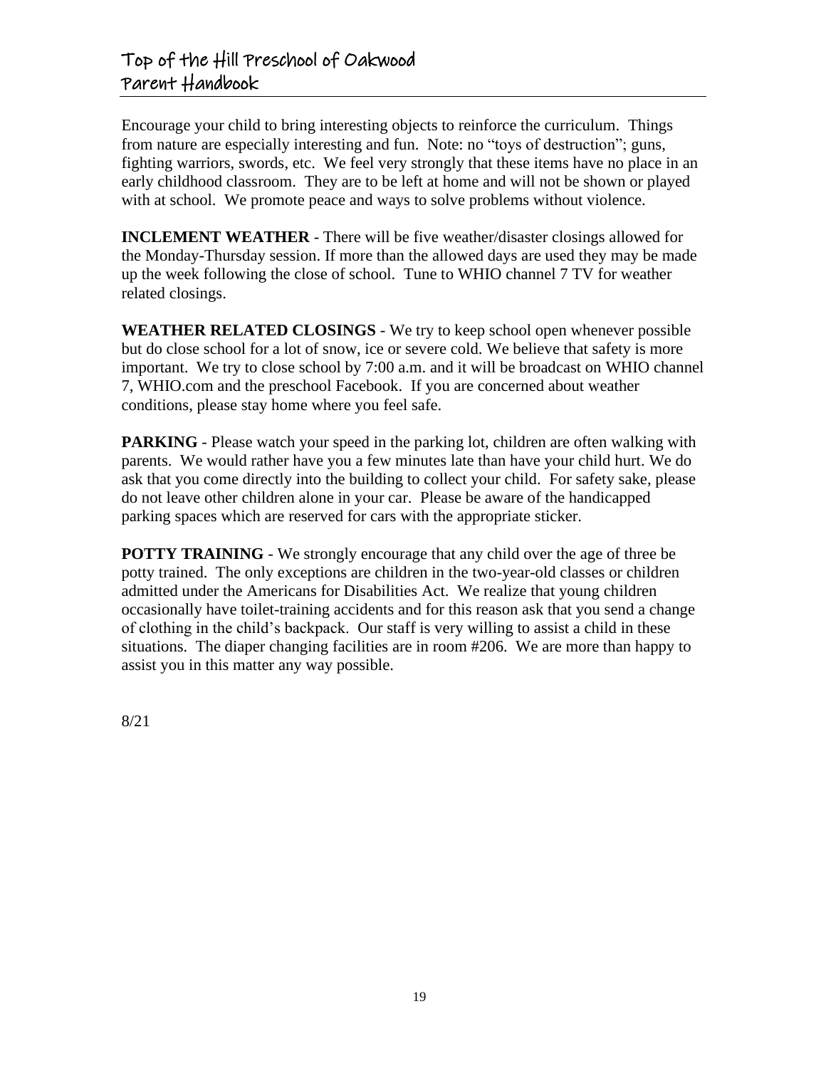Encourage your child to bring interesting objects to reinforce the curriculum. Things from nature are especially interesting and fun. Note: no "toys of destruction"; guns, fighting warriors, swords, etc. We feel very strongly that these items have no place in an early childhood classroom. They are to be left at home and will not be shown or played with at school. We promote peace and ways to solve problems without violence.

**INCLEMENT WEATHER** - There will be five weather/disaster closings allowed for the Monday-Thursday session. If more than the allowed days are used they may be made up the week following the close of school. Tune to WHIO channel 7 TV for weather related closings.

**WEATHER RELATED CLOSINGS** - We try to keep school open whenever possible but do close school for a lot of snow, ice or severe cold. We believe that safety is more important. We try to close school by 7:00 a.m. and it will be broadcast on WHIO channel 7, WHIO.com and the preschool Facebook. If you are concerned about weather conditions, please stay home where you feel safe.

**PARKING** - Please watch your speed in the parking lot, children are often walking with parents. We would rather have you a few minutes late than have your child hurt. We do ask that you come directly into the building to collect your child. For safety sake, please do not leave other children alone in your car. Please be aware of the handicapped parking spaces which are reserved for cars with the appropriate sticker.

**POTTY TRAINING** - We strongly encourage that any child over the age of three be potty trained. The only exceptions are children in the two-year-old classes or children admitted under the Americans for Disabilities Act. We realize that young children occasionally have toilet-training accidents and for this reason ask that you send a change of clothing in the child's backpack. Our staff is very willing to assist a child in these situations. The diaper changing facilities are in room #206. We are more than happy to assist you in this matter any way possible.

8/21